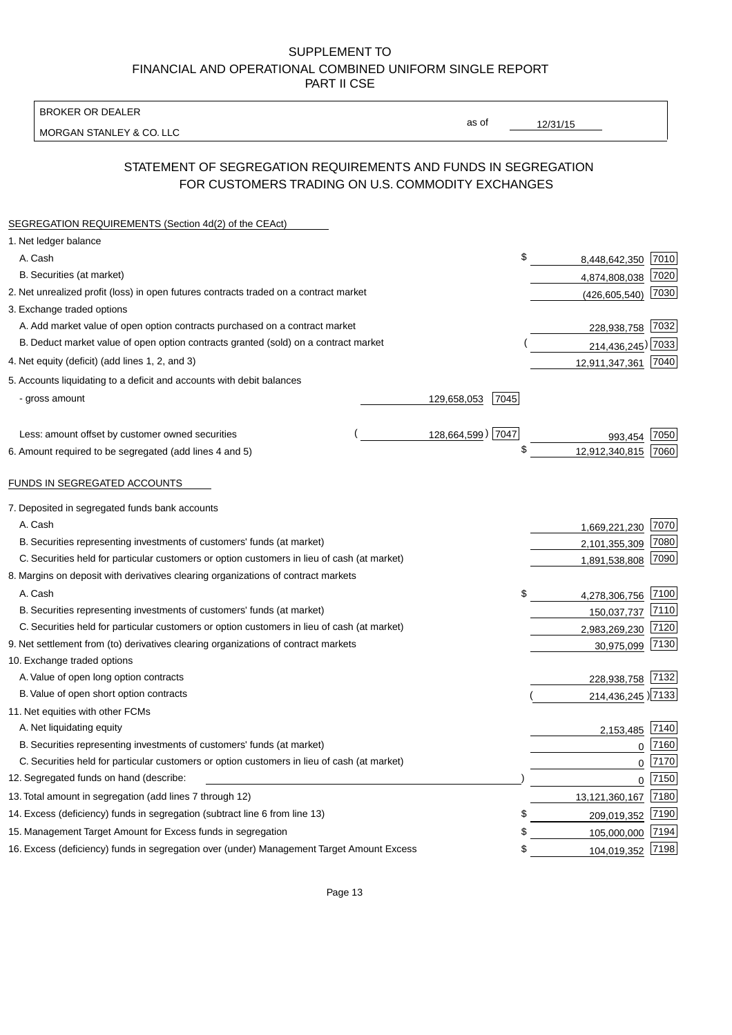SUPPLEMENT TO
FINANCIAL AND OPERATIONAL COMBINED UNIFORM SINGLE REPORT
PART II CSE

| BROKER OR DEALER | | |
|---|---|---|
| MORGAN STANLEY & CO. LLC | as of | 12/31/15 |

## STATEMENT OF SEGREGATION REQUIREMENTS AND FUNDS IN SEGREGATION FOR CUSTOMERS TRADING ON U.S. COMMODITY EXCHANGES

SEGREGATION REQUIREMENTS (Section 4d(2) of the CEAct)

| | | | | |
|---|---|---|---|---|
| 1. Net ledger balance | | | | |
| A. Cash | | | $ 8,448,642,350 | 7010 |
| B. Securities (at market) | | | 4,874,808,038 | 7020 |
| 2. Net unrealized profit (loss) in open futures contracts traded on a contract market | | | (426,605,540) | 7030 |
| 3. Exchange traded options | | | | |
| A. Add market value of open option contracts purchased on a contract market | | | 228,938,758 | 7032 |
| B. Deduct market value of open option contracts granted (sold) on a contract market | | | ( 214,436,245) | 7033 |
| 4. Net equity (deficit) (add lines 1, 2, and 3) | | | 12,911,347,361 | 7040 |
| 5. Accounts liquidating to a deficit and accounts with debit balances | | | | |
| - gross amount | 129,658,053 | 7045 | | |
| Less: amount offset by customer owned securities | ( 128,664,599) | 7047 | 993,454 | 7050 |
| 6. Amount required to be segregated (add lines 4 and 5) | | | $ 12,912,340,815 | 7060 |

FUNDS IN SEGREGATED ACCOUNTS

| | | |
|---|---|---|
| 7. Deposited in segregated funds bank accounts | | |
| A. Cash | 1,669,221,230 | 7070 |
| B. Securities representing investments of customers' funds (at market) | 2,101,355,309 | 7080 |
| C. Securities held for particular customers or option customers in lieu of cash (at market) | 1,891,538,808 | 7090 |
| 8. Margins on deposit with derivatives clearing organizations of contract markets | | |
| A. Cash | $ 4,278,306,756 | 7100 |
| B. Securities representing investments of customers' funds (at market) | 150,037,737 | 7110 |
| C. Securities held for particular customers or option customers in lieu of cash (at market) | 2,983,269,230 | 7120 |
| 9. Net settlement from (to) derivatives clearing organizations of contract markets | 30,975,099 | 7130 |
| 10. Exchange traded options | | |
| A. Value of open long option contracts | 228,938,758 | 7132 |
| B. Value of open short option contracts | ( 214,436,245) | 7133 |
| 11. Net equities with other FCMs | | |
| A. Net liquidating equity | 2,153,485 | 7140 |
| B. Securities representing investments of customers' funds (at market) | 0 | 7160 |
| C. Securities held for particular customers or option customers in lieu of cash (at market) | 0 | 7170 |
| 12. Segregated funds on hand (describe: ) | 0 | 7150 |
| 13. Total amount in segregation (add lines 7 through 12) | 13,121,360,167 | 7180 |
| 14. Excess (deficiency) funds in segregation (subtract line 6 from line 13) | $ 209,019,352 | 7190 |
| 15. Management Target Amount for Excess funds in segregation | $ 105,000,000 | 7194 |
| 16. Excess (deficiency) funds in segregation over (under) Management Target Amount Excess | $ 104,019,352 | 7198 |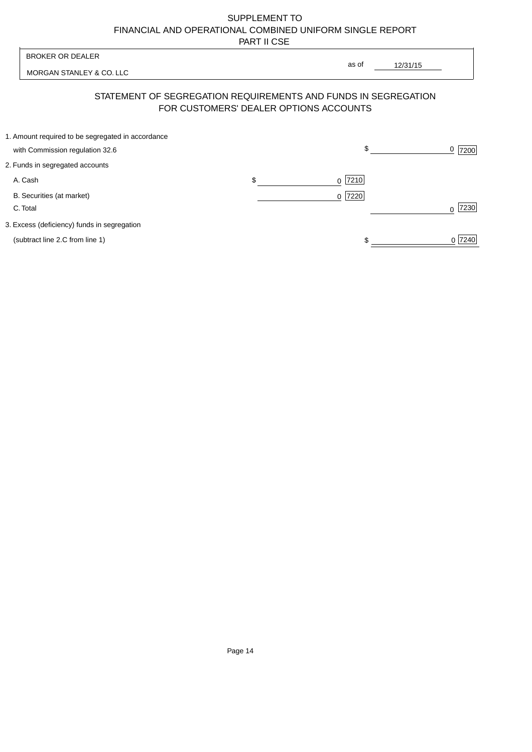SUPPLEMENT TO
FINANCIAL AND OPERATIONAL COMBINED UNIFORM SINGLE REPORT
PART II CSE

| BROKER OR DEALER | |
|---|---|
| MORGAN STANLEY & CO. LLC | as of 12/31/15 |

## STATEMENT OF SEGREGATION REQUIREMENTS AND FUNDS IN SEGREGATION FOR CUSTOMERS' DEALER OPTIONS ACCOUNTS

| | | |
|---|---|---|
| 1. Amount required to be segregated in accordance with Commission regulation 32.6 | | $ 0 [7200] |
| 2. Funds in segregated accounts | | |
| A. Cash | $ 0 [7210] | |
| B. Securities (at market) | 0 [7220] | |
| C. Total | | 0 [7230] |
| 3. Excess (deficiency) funds in segregation (subtract line 2.C from line 1) | | $ 0 [7240] |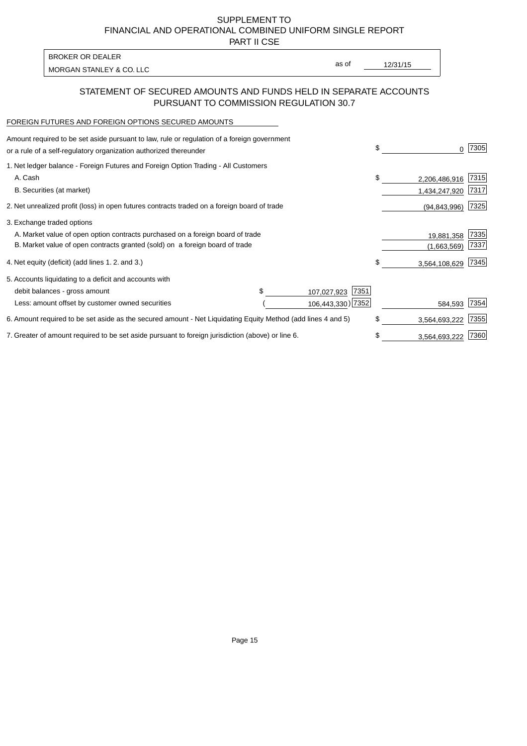SUPPLEMENT TO
FINANCIAL AND OPERATIONAL COMBINED UNIFORM SINGLE REPORT
PART II CSE

BROKER OR DEALER
MORGAN STANLEY & CO. LLC

as of 12/31/15

## STATEMENT OF SECURED AMOUNTS AND FUNDS HELD IN SEPARATE ACCOUNTS PURSUANT TO COMMISSION REGULATION 30.7

FOREIGN FUTURES AND FOREIGN OPTIONS SECURED AMOUNTS

| | | | | |
|---|---|---|---|---|
| Amount required to be set aside pursuant to law, rule or regulation of a foreign government or a rule of a self-regulatory organization authorized thereunder | | | $ 0 | 7305 |
| 1. Net ledger balance - Foreign Futures and Foreign Option Trading - All Customers | | | | |
| A. Cash | | | $ 2,206,486,916 | 7315 |
| B. Securities (at market) | | | 1,434,247,920 | 7317 |
| 2. Net unrealized profit (loss) in open futures contracts traded on a foreign board of trade | | | (94,843,996) | 7325 |
| 3. Exchange traded options | | | | |
| A. Market value of open option contracts purchased on a foreign board of trade | | | 19,881,358 | 7335 |
| B. Market value of open contracts granted (sold) on a foreign board of trade | | | (1,663,569) | 7337 |
| 4. Net equity (deficit) (add lines 1. 2. and 3.) | | | $ 3,564,108,629 | 7345 |
| 5. Accounts liquidating to a deficit and accounts with | | | | |
| debit balances - gross amount | $ 107,027,923 | 7351 | | |
| Less: amount offset by customer owned securities | ( 106,443,330) | 7352 | 584,593 | 7354 |
| 6. Amount required to be set aside as the secured amount - Net Liquidating Equity Method (add lines 4 and 5) | | | $ 3,564,693,222 | 7355 |
| 7. Greater of amount required to be set aside pursuant to foreign jurisdiction (above) or line 6. | | | $ 3,564,693,222 | 7360 |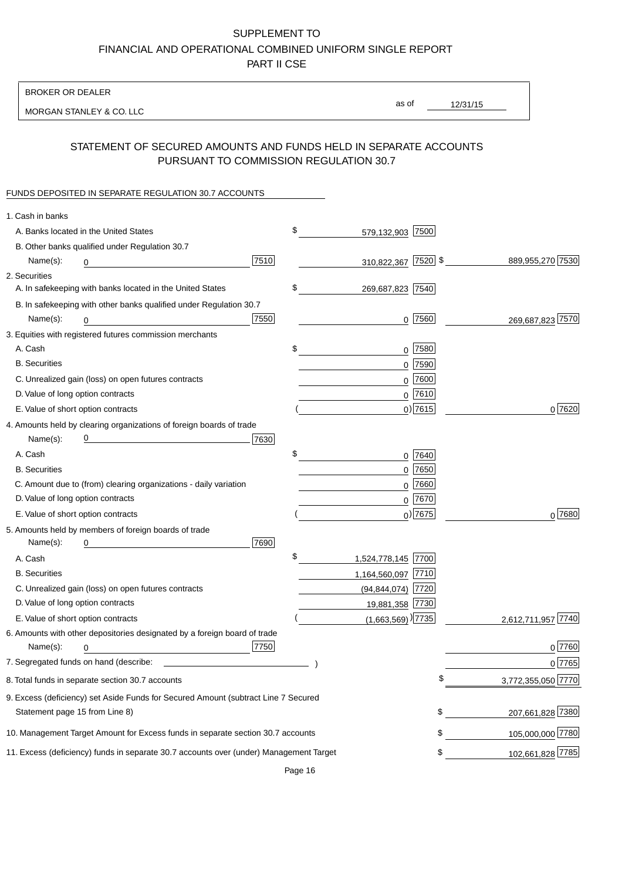# SUPPLEMENT TO
# FINANCIAL AND OPERATIONAL COMBINED UNIFORM SINGLE REPORT
# PART II CSE

| BROKER OR DEALER | | |
|---|---|---|
| MORGAN STANLEY & CO. LLC | as of | 12/31/15 |

## STATEMENT OF SECURED AMOUNTS AND FUNDS HELD IN SEPARATE ACCOUNTS PURSUANT TO COMMISSION REGULATION 30.7

FUNDS DEPOSITED IN SEPARATE REGULATION 30.7 ACCOUNTS

| | | | | |
|---|---|---|---|---|
| 1. Cash in banks | | | | |
| A. Banks located in the United States | | $ 579,132,903 | 7500 | |
| B. Other banks qualified under Regulation 30.7 | | | | |
| Name(s): 0 | 7510 | 310,822,367 | 7520 | $ 889,955,270 7530 |
| 2. Securities | | | | |
| A. In safekeeping with banks located in the United States | | $ 269,687,823 | 7540 | |
| B. In safekeeping with other banks qualified under Regulation 30.7 | | | | |
| Name(s): 0 | 7550 | 0 | 7560 | 269,687,823 7570 |
| 3. Equities with registered futures commission merchants | | | | |
| A. Cash | | $ 0 | 7580 | |
| B. Securities | | 0 | 7590 | |
| C. Unrealized gain (loss) on open futures contracts | | 0 | 7600 | |
| D. Value of long option contracts | | 0 | 7610 | |
| E. Value of short option contracts | | ( 0) | 7615 | 0 7620 |
| 4. Amounts held by clearing organizations of foreign boards of trade | | | | |
| Name(s): 0 | 7630 | | | |
| A. Cash | | $ 0 | 7640 | |
| B. Securities | | 0 | 7650 | |
| C. Amount due to (from) clearing organizations - daily variation | | 0 | 7660 | |
| D. Value of long option contracts | | 0 | 7670 | |
| E. Value of short option contracts | | ( 0) | 7675 | 0 7680 |
| 5. Amounts held by members of foreign boards of trade | | | | |
| Name(s): 0 | 7690 | | | |
| A. Cash | | $ 1,524,778,145 | 7700 | |
| B. Securities | | 1,164,560,097 | 7710 | |
| C. Unrealized gain (loss) on open futures contracts | | (94,844,074) | 7720 | |
| D. Value of long option contracts | | 19,881,358 | 7730 | |
| E. Value of short option contracts | | ( (1,663,569) ) | 7735 | 2,612,711,957 7740 |
| 6. Amounts with other depositories designated by a foreign board of trade | | | | |
| Name(s): 0 | 7750 | | | 0 7760 |
| 7. Segregated funds on hand (describe: ) | | | | 0 7765 |
| 8. Total funds in separate section 30.7 accounts | | | | $ 3,772,355,050 7770 |
| 9. Excess (deficiency) set Aside Funds for Secured Amount (subtract Line 7 Secured Statement page 15 from Line 8) | | | | $ 207,661,828 7380 |
| 10. Management Target Amount for Excess funds in separate section 30.7 accounts | | | | $ 105,000,000 7780 |
| 11. Excess (deficiency) funds in separate 30.7 accounts over (under) Management Target | | | | $ 102,661,828 7785 |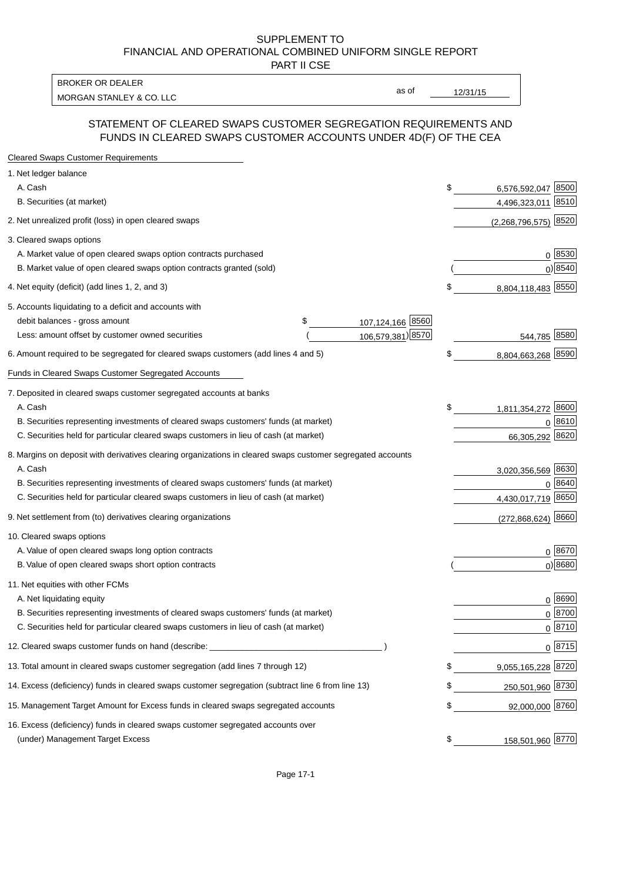SUPPLEMENT TO
FINANCIAL AND OPERATIONAL COMBINED UNIFORM SINGLE REPORT
PART II CSE

BROKER OR DEALER
MORGAN STANLEY & CO. LLC

as of 12/31/15

## STATEMENT OF CLEARED SWAPS CUSTOMER SEGREGATION REQUIREMENTS AND FUNDS IN CLEARED SWAPS CUSTOMER ACCOUNTS UNDER 4D(F) OF THE CEA

**Cleared Swaps Customer Requirements**

| | | | | |
|---|---|---|---|---|
| 1. Net ledger balance | | | | |
| A. Cash | | | $ 6,576,592,047 | 8500 |
| B. Securities (at market) | | | 4,496,323,011 | 8510 |
| 2. Net unrealized profit (loss) in open cleared swaps | | | (2,268,796,575) | 8520 |
| 3. Cleared swaps options | | | | |
| A. Market value of open cleared swaps option contracts purchased | | | 0 | 8530 |
| B. Market value of open cleared swaps option contracts granted (sold) | | | ( 0) | 8540 |
| 4. Net equity (deficit) (add lines 1, 2, and 3) | | | $ 8,804,118,483 | 8550 |
| 5. Accounts liquidating to a deficit and accounts with debit balances - gross amount | $ 107,124,166 | 8560 | | |
| Less: amount offset by customer owned securities | ( 106,579,381) | 8570 | 544,785 | 8580 |
| 6. Amount required to be segregated for cleared swaps customers (add lines 4 and 5) | | | $ 8,804,663,268 | 8590 |

**Funds in Cleared Swaps Customer Segregated Accounts**

| | | |
|---|---|---|
| 7. Deposited in cleared swaps customer segregated accounts at banks | | |
| A. Cash | $ 1,811,354,272 | 8600 |
| B. Securities representing investments of cleared swaps customers' funds (at market) | 0 | 8610 |
| C. Securities held for particular cleared swaps customers in lieu of cash (at market) | 66,305,292 | 8620 |
| 8. Margins on deposit with derivatives clearing organizations in cleared swaps customer segregated accounts | | |
| A. Cash | 3,020,356,569 | 8630 |
| B. Securities representing investments of cleared swaps customers' funds (at market) | 0 | 8640 |
| C. Securities held for particular cleared swaps customers in lieu of cash (at market) | 4,430,017,719 | 8650 |
| 9. Net settlement from (to) derivatives clearing organizations | (272,868,624) | 8660 |
| 10. Cleared swaps options | | |
| A. Value of open cleared swaps long option contracts | 0 | 8670 |
| B. Value of open cleared swaps short option contracts | ( 0) | 8680 |
| 11. Net equities with other FCMs | | |
| A. Net liquidating equity | 0 | 8690 |
| B. Securities representing investments of cleared swaps customers' funds (at market) | 0 | 8700 |
| C. Securities held for particular cleared swaps customers in lieu of cash (at market) | 0 | 8710 |
| 12. Cleared swaps customer funds on hand (describe: ____________________ ) | 0 | 8715 |
| 13. Total amount in cleared swaps customer segregation (add lines 7 through 12) | $ 9,055,165,228 | 8720 |
| 14. Excess (deficiency) funds in cleared swaps customer segregation (subtract line 6 from line 13) | $ 250,501,960 | 8730 |
| 15. Management Target Amount for Excess funds in cleared swaps segregated accounts | $ 92,000,000 | 8760 |
| 16. Excess (deficiency) funds in cleared swaps customer segregated accounts over (under) Management Target Excess | $ 158,501,960 | 8770 |

Page 17-1